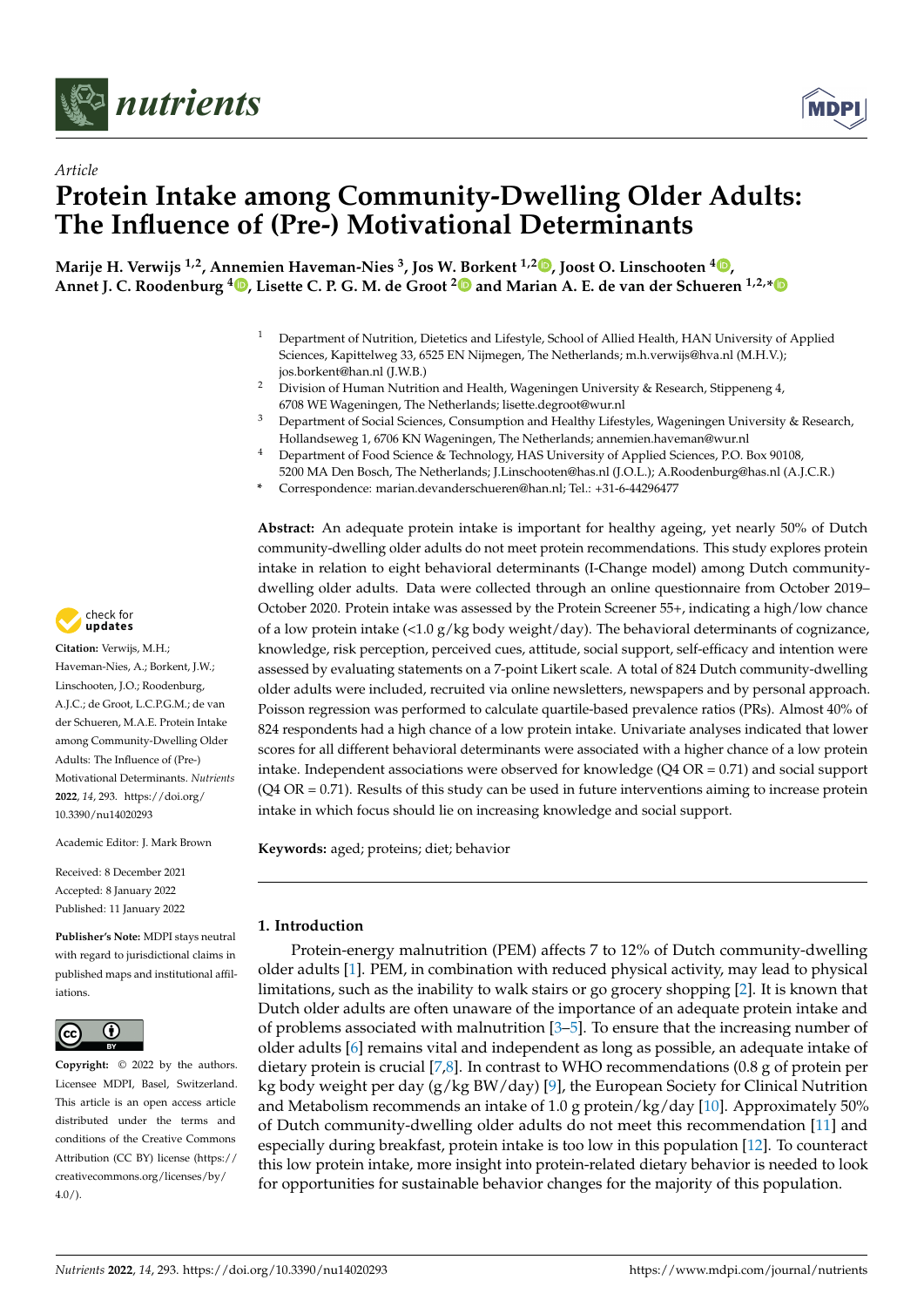*Article*

# Protein Intake among Community-Dwelling Older Adults: The Influence of (Pre-) Motivational Determinants

**Marije H. Verwijs [1,2], Annemien Haveman-Nies [3], Jos W. Borkent [1,2], Joost O. Linschooten [4], Annet J. C. Roodenburg [4], Lisette C. P. G. M. de Groot [2] and Marian A. E. de van der Schueren [1,2,*]**

[1] Department of Nutrition, Dietetics and Lifestyle, School of Allied Health, HAN University of Applied Sciences, Kapittelweg 33, 6525 EN Nijmegen, The Netherlands; m.h.verwijs@hva.nl (M.H.V.); jos.borkent@han.nl (J.W.B.)

[2] Division of Human Nutrition and Health, Wageningen University & Research, Stippeneng 4, 6708 WE Wageningen, The Netherlands; lisette.degroot@wur.nl

[3] Department of Social Sciences, Consumption and Healthy Lifestyles, Wageningen University & Research, Hollandseweg 1, 6706 KN Wageningen, The Netherlands; annemien.haveman@wur.nl

[4] Department of Food Science & Technology, HAS University of Applied Sciences, P.O. Box 90108, 5200 MA Den Bosch, The Netherlands; J.Linschooten@has.nl (J.O.L.); A.Roodenburg@has.nl (A.J.C.R.)

\* Correspondence: marian.devanderschueren@han.nl; Tel.: +31-6-44296477

**Abstract:** An adequate protein intake is important for healthy ageing, yet nearly 50% of Dutch community-dwelling older adults do not meet protein recommendations. This study explores protein intake in relation to eight behavioral determinants (I-Change model) among Dutch community-dwelling older adults. Data were collected through an online questionnaire from October 2019–October 2020. Protein intake was assessed by the Protein Screener 55+, indicating a high/low chance of a low protein intake (<1.0 g/kg body weight/day). The behavioral determinants of cognizance, knowledge, risk perception, perceived cues, attitude, social support, self-efficacy and intention were assessed by evaluating statements on a 7-point Likert scale. A total of 824 Dutch community-dwelling older adults were included, recruited via online newsletters, newspapers and by personal approach. Poisson regression was performed to calculate quartile-based prevalence ratios (PRs). Almost 40% of 824 respondents had a high chance of a low protein intake. Univariate analyses indicated that lower scores for all different behavioral determinants were associated with a higher chance of a low protein intake. Independent associations were observed for knowledge (Q4 OR = 0.71) and social support (Q4 OR = 0.71). Results of this study can be used in future interventions aiming to increase protein intake in which focus should lie on increasing knowledge and social support.

**Keywords:** aged; proteins; diet; behavior

**Citation:** Verwijs, M.H.; Haveman-Nies, A.; Borkent, J.W.; Linschooten, J.O.; Roodenburg, A.J.C.; de Groot, L.C.P.G.M.; de van der Schueren, M.A.E. Protein Intake among Community-Dwelling Older Adults: The Influence of (Pre-) Motivational Determinants. *Nutrients* **2022**, *14*, 293. https://doi.org/10.3390/nu14020293

Academic Editor: J. Mark Brown

Received: 8 December 2021
Accepted: 8 January 2022
Published: 11 January 2022

**Publisher's Note:** MDPI stays neutral with regard to jurisdictional claims in published maps and institutional affiliations.

**Copyright:** © 2022 by the authors. Licensee MDPI, Basel, Switzerland. This article is an open access article distributed under the terms and conditions of the Creative Commons Attribution (CC BY) license (https://creativecommons.org/licenses/by/4.0/).

## 1. Introduction

Protein-energy malnutrition (PEM) affects 7 to 12% of Dutch community-dwelling older adults [1]. PEM, in combination with reduced physical activity, may lead to physical limitations, such as the inability to walk stairs or go grocery shopping [2]. It is known that Dutch older adults are often unaware of the importance of an adequate protein intake and of problems associated with malnutrition [3–5]. To ensure that the increasing number of older adults [6] remains vital and independent as long as possible, an adequate intake of dietary protein is crucial [7,8]. In contrast to WHO recommendations (0.8 g of protein per kg body weight per day (g/kg BW/day) [9], the European Society for Clinical Nutrition and Metabolism recommends an intake of 1.0 g protein/kg/day [10]. Approximately 50% of Dutch community-dwelling older adults do not meet this recommendation [11] and especially during breakfast, protein intake is too low in this population [12]. To counteract this low protein intake, more insight into protein-related dietary behavior is needed to look for opportunities for sustainable behavior changes for the majority of this population.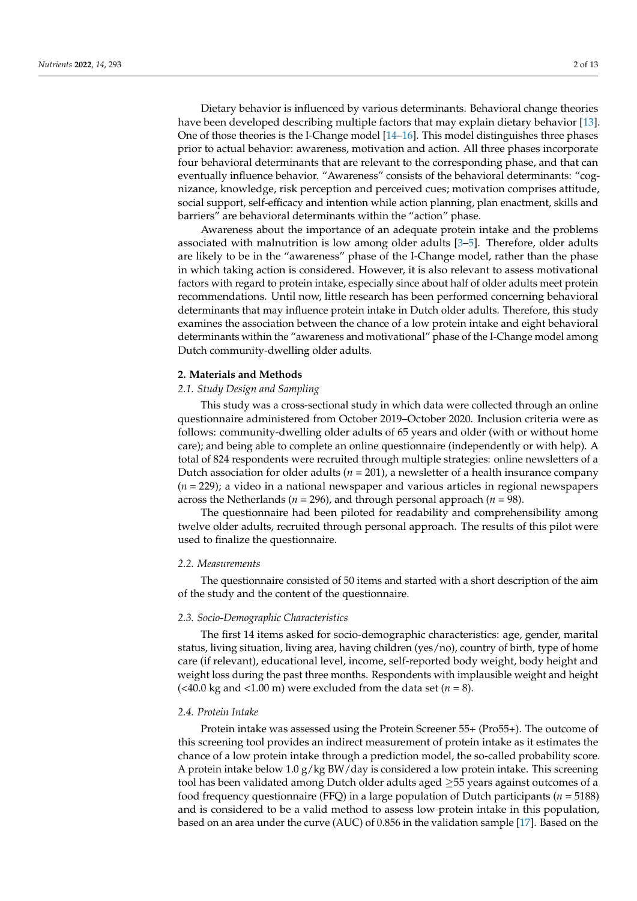Dietary behavior is influenced by various determinants. Behavioral change theories have been developed describing multiple factors that may explain dietary behavior [13]. One of those theories is the I-Change model [14–16]. This model distinguishes three phases prior to actual behavior: awareness, motivation and action. All three phases incorporate four behavioral determinants that are relevant to the corresponding phase, and that can eventually influence behavior. “Awareness” consists of the behavioral determinants: “cognizance, knowledge, risk perception and perceived cues; motivation comprises attitude, social support, self-efficacy and intention while action planning, plan enactment, skills and barriers” are behavioral determinants within the “action” phase.

Awareness about the importance of an adequate protein intake and the problems associated with malnutrition is low among older adults [3–5]. Therefore, older adults are likely to be in the “awareness” phase of the I-Change model, rather than the phase in which taking action is considered. However, it is also relevant to assess motivational factors with regard to protein intake, especially since about half of older adults meet protein recommendations. Until now, little research has been performed concerning behavioral determinants that may influence protein intake in Dutch older adults. Therefore, this study examines the association between the chance of a low protein intake and eight behavioral determinants within the “awareness and motivational” phase of the I-Change model among Dutch community-dwelling older adults.

## 2. Materials and Methods

### *2.1. Study Design and Sampling*

This study was a cross-sectional study in which data were collected through an online questionnaire administered from October 2019–October 2020. Inclusion criteria were as follows: community-dwelling older adults of 65 years and older (with or without home care); and being able to complete an online questionnaire (independently or with help). A total of 824 respondents were recruited through multiple strategies: online newsletters of a Dutch association for older adults ($n = 201$), a newsletter of a health insurance company ($n = 229$); a video in a national newspaper and various articles in regional newspapers across the Netherlands ($n = 296$), and through personal approach ($n = 98$).

The questionnaire had been piloted for readability and comprehensibility among twelve older adults, recruited through personal approach. The results of this pilot were used to finalize the questionnaire.

### *2.2. Measurements*

The questionnaire consisted of 50 items and started with a short description of the aim of the study and the content of the questionnaire.

### *2.3. Socio-Demographic Characteristics*

The first 14 items asked for socio-demographic characteristics: age, gender, marital status, living situation, living area, having children (yes/no), country of birth, type of home care (if relevant), educational level, income, self-reported body weight, body height and weight loss during the past three months. Respondents with implausible weight and height (<40.0 kg and <1.00 m) were excluded from the data set ($n = 8$).

### *2.4. Protein Intake*

Protein intake was assessed using the Protein Screener 55+ (Pro55+). The outcome of this screening tool provides an indirect measurement of protein intake as it estimates the chance of a low protein intake through a prediction model, the so-called probability score. A protein intake below 1.0 g/kg BW/day is considered a low protein intake. This screening tool has been validated among Dutch older adults aged ≥55 years against outcomes of a food frequency questionnaire (FFQ) in a large population of Dutch participants ($n = 5188$) and is considered to be a valid method to assess low protein intake in this population, based on an area under the curve (AUC) of 0.856 in the validation sample [17]. Based on the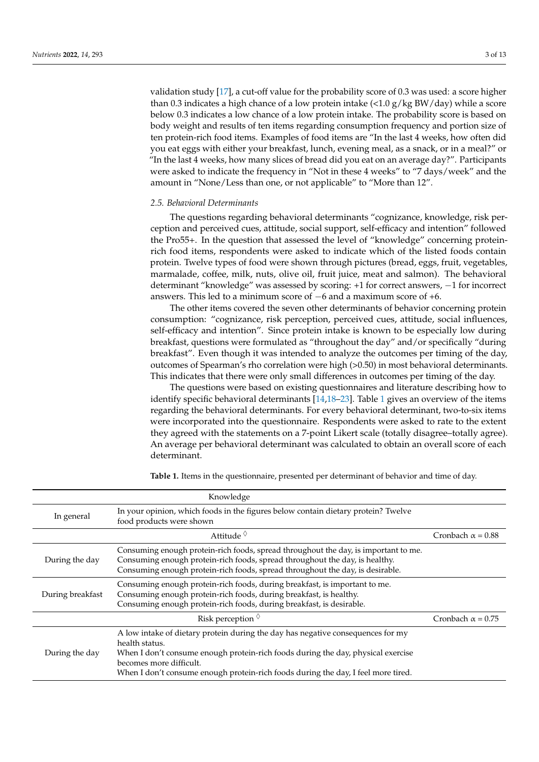validation study [17], a cut-off value for the probability score of 0.3 was used: a score higher than 0.3 indicates a high chance of a low protein intake (<1.0 g/kg BW/day) while a score below 0.3 indicates a low chance of a low protein intake. The probability score is based on body weight and results of ten items regarding consumption frequency and portion size of ten protein-rich food items. Examples of food items are "In the last 4 weeks, how often did you eat eggs with either your breakfast, lunch, evening meal, as a snack, or in a meal?" or "In the last 4 weeks, how many slices of bread did you eat on an average day?". Participants were asked to indicate the frequency in "Not in these 4 weeks" to "7 days/week" and the amount in "None/Less than one, or not applicable" to "More than 12".

### 2.5. Behavioral Determinants

The questions regarding behavioral determinants "cognizance, knowledge, risk perception and perceived cues, attitude, social support, self-efficacy and intention" followed the Pro55+. In the question that assessed the level of "knowledge" concerning protein-rich food items, respondents were asked to indicate which of the listed foods contain protein. Twelve types of food were shown through pictures (bread, eggs, fruit, vegetables, marmalade, coffee, milk, nuts, olive oil, fruit juice, meat and salmon). The behavioral determinant "knowledge" was assessed by scoring: +1 for correct answers, −1 for incorrect answers. This led to a minimum score of −6 and a maximum score of +6.

The other items covered the seven other determinants of behavior concerning protein consumption: "cognizance, risk perception, perceived cues, attitude, social influences, self-efficacy and intention". Since protein intake is known to be especially low during breakfast, questions were formulated as "throughout the day" and/or specifically "during breakfast". Even though it was intended to analyze the outcomes per timing of the day, outcomes of Spearman's rho correlation were high (>0.50) in most behavioral determinants. This indicates that there were only small differences in outcomes per timing of the day.

The questions were based on existing questionnaires and literature describing how to identify specific behavioral determinants [14,18–23]. Table 1 gives an overview of the items regarding the behavioral determinants. For every behavioral determinant, two-to-six items were incorporated into the questionnaire. Respondents were asked to rate to the extent they agreed with the statements on a 7-point Likert scale (totally disagree–totally agree). An average per behavioral determinant was calculated to obtain an overall score of each determinant.

**Table 1.** Items in the questionnaire, presented per determinant of behavior and time of day.

| | Knowledge | |
|---|---|---|
| In general | In your opinion, which foods in the figures below contain dietary protein? Twelve food products were shown | |
| | Attitude ◊ | Cronbach α = 0.88 |
| During the day | Consuming enough protein-rich foods, spread throughout the day, is important to me.<br>Consuming enough protein-rich foods, spread throughout the day, is healthy.<br>Consuming enough protein-rich foods, spread throughout the day, is desirable. | |
| During breakfast | Consuming enough protein-rich foods, during breakfast, is important to me.<br>Consuming enough protein-rich foods, during breakfast, is healthy.<br>Consuming enough protein-rich foods, during breakfast, is desirable. | |
| | Risk perception ◊ | Cronbach α = 0.75 |
| During the day | A low intake of dietary protein during the day has negative consequences for my health status.<br>When I don't consume enough protein-rich foods during the day, physical exercise becomes more difficult.<br>When I don't consume enough protein-rich foods during the day, I feel more tired. | |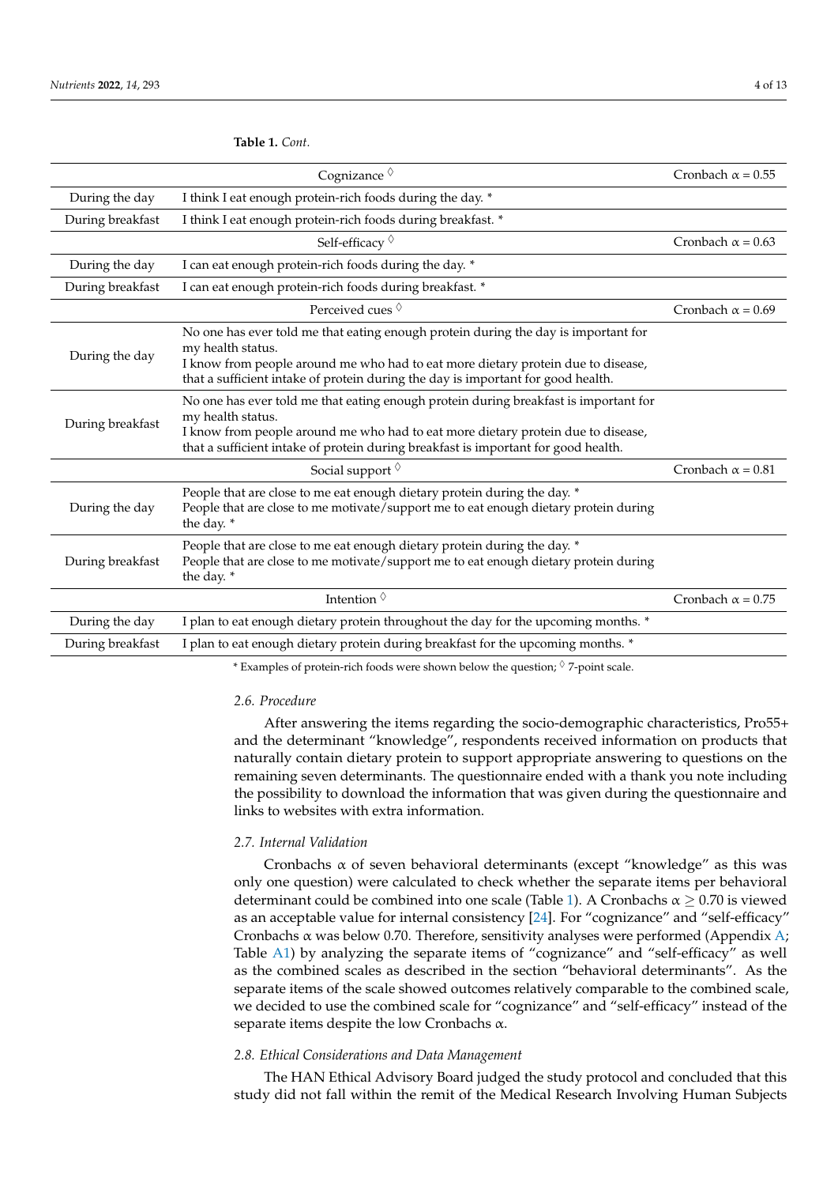**Table 1.** *Cont.*

| | Cognizance ◊ | Cronbach α = 0.55 |
|---|---|---|
| During the day | I think I eat enough protein-rich foods during the day. * | |
| During breakfast | I think I eat enough protein-rich foods during breakfast. * | |
| | Self-efficacy ◊ | Cronbach α = 0.63 |
| During the day | I can eat enough protein-rich foods during the day. * | |
| During breakfast | I can eat enough protein-rich foods during breakfast. * | |
| | Perceived cues ◊ | Cronbach α = 0.69 |
| During the day | No one has ever told me that eating enough protein during the day is important for my health status.<br>I know from people around me who had to eat more dietary protein due to disease, that a sufficient intake of protein during the day is important for good health. | |
| During breakfast | No one has ever told me that eating enough protein during breakfast is important for my health status.<br>I know from people around me who had to eat more dietary protein due to disease, that a sufficient intake of protein during breakfast is important for good health. | |
| | Social support ◊ | Cronbach α = 0.81 |
| During the day | People that are close to me eat enough dietary protein during the day. *<br>People that are close to me motivate/support me to eat enough dietary protein during the day. * | |
| During breakfast | People that are close to me eat enough dietary protein during the day. *<br>People that are close to me motivate/support me to eat enough dietary protein during the day. * | |
| | Intention ◊ | Cronbach α = 0.75 |
| During the day | I plan to eat enough dietary protein throughout the day for the upcoming months. * | |
| During breakfast | I plan to eat enough dietary protein during breakfast for the upcoming months. * | |

* Examples of protein-rich foods were shown below the question; ◊ 7-point scale.

### 2.6. Procedure

After answering the items regarding the socio-demographic characteristics, Pro55+ and the determinant "knowledge", respondents received information on products that naturally contain dietary protein to support appropriate answering to questions on the remaining seven determinants. The questionnaire ended with a thank you note including the possibility to download the information that was given during the questionnaire and links to websites with extra information.

### 2.7. Internal Validation

Cronbachs α of seven behavioral determinants (except "knowledge" as this was only one question) were calculated to check whether the separate items per behavioral determinant could be combined into one scale (Table 1). A Cronbachs $\alpha \geq 0.70$ is viewed as an acceptable value for internal consistency [24]. For "cognizance" and "self-efficacy" Cronbachs α was below 0.70. Therefore, sensitivity analyses were performed (Appendix A; Table A1) by analyzing the separate items of "cognizance" and "self-efficacy" as well as the combined scales as described in the section "behavioral determinants". As the separate items of the scale showed outcomes relatively comparable to the combined scale, we decided to use the combined scale for "cognizance" and "self-efficacy" instead of the separate items despite the low Cronbachs α.

### 2.8. Ethical Considerations and Data Management

The HAN Ethical Advisory Board judged the study protocol and concluded that this study did not fall within the remit of the Medical Research Involving Human Subjects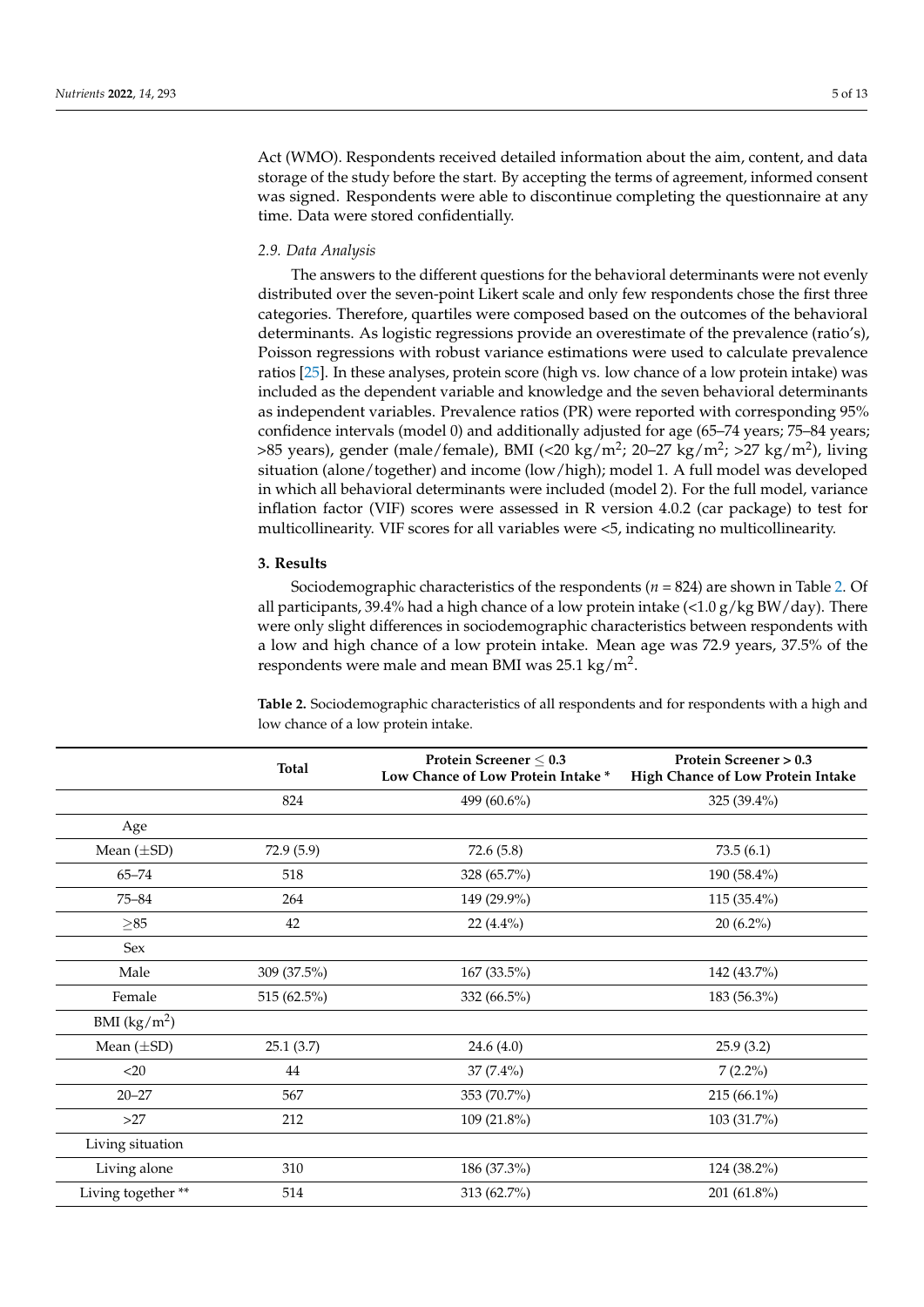Act (WMO). Respondents received detailed information about the aim, content, and data storage of the study before the start. By accepting the terms of agreement, informed consent was signed. Respondents were able to discontinue completing the questionnaire at any time. Data were stored confidentially.

### *2.9. Data Analysis*

The answers to the different questions for the behavioral determinants were not evenly distributed over the seven-point Likert scale and only few respondents chose the first three categories. Therefore, quartiles were composed based on the outcomes of the behavioral determinants. As logistic regressions provide an overestimate of the prevalence (ratio's), Poisson regressions with robust variance estimations were used to calculate prevalence ratios [25]. In these analyses, protein score (high vs. low chance of a low protein intake) was included as the dependent variable and knowledge and the seven behavioral determinants as independent variables. Prevalence ratios (PR) were reported with corresponding 95% confidence intervals (model 0) and additionally adjusted for age (65–74 years; 75–84 years; >85 years), gender (male/female), BMI (<20 kg/m$^2$; 20–27 kg/m$^2$; >27 kg/m$^2$), living situation (alone/together) and income (low/high); model 1. A full model was developed in which all behavioral determinants were included (model 2). For the full model, variance inflation factor (VIF) scores were assessed in R version 4.0.2 (car package) to test for multicollinearity. VIF scores for all variables were <5, indicating no multicollinearity.

## 3. Results

Sociodemographic characteristics of the respondents (*n* = 824) are shown in Table 2. Of all participants, 39.4% had a high chance of a low protein intake (<1.0 g/kg BW/day). There were only slight differences in sociodemographic characteristics between respondents with a low and high chance of a low protein intake. Mean age was 72.9 years, 37.5% of the respondents were male and mean BMI was 25.1 kg/m$^2$.

**Table 2.** Sociodemographic characteristics of all respondents and for respondents with a high and low chance of a low protein intake.

| | Total | Protein Screener ≤ 0.3 Low Chance of Low Protein Intake * | Protein Screener > 0.3 High Chance of Low Protein Intake |
|---|---|---|---|
| | 824 | 499 (60.6%) | 325 (39.4%) |
| Age | | | |
| Mean (±SD) | 72.9 (5.9) | 72.6 (5.8) | 73.5 (6.1) |
| 65–74 | 518 | 328 (65.7%) | 190 (58.4%) |
| 75–84 | 264 | 149 (29.9%) | 115 (35.4%) |
| ≥85 | 42 | 22 (4.4%) | 20 (6.2%) |
| Sex | | | |
| Male | 309 (37.5%) | 167 (33.5%) | 142 (43.7%) |
| Female | 515 (62.5%) | 332 (66.5%) | 183 (56.3%) |
| BMI (kg/m$^2$) | | | |
| Mean (±SD) | 25.1 (3.7) | 24.6 (4.0) | 25.9 (3.2) |
| <20 | 44 | 37 (7.4%) | 7 (2.2%) |
| 20–27 | 567 | 353 (70.7%) | 215 (66.1%) |
| >27 | 212 | 109 (21.8%) | 103 (31.7%) |
| Living situation | | | |
| Living alone | 310 | 186 (37.3%) | 124 (38.2%) |
| Living together ** | 514 | 313 (62.7%) | 201 (61.8%) |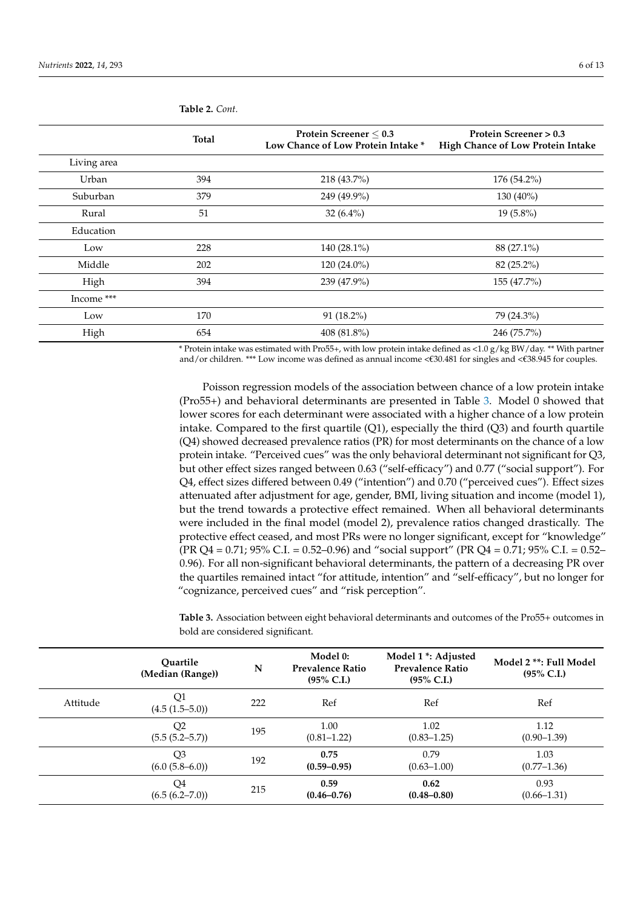**Table 2.** *Cont.*

| | Total | Protein Screener ≤ 0.3 Low Chance of Low Protein Intake * | Protein Screener > 0.3 High Chance of Low Protein Intake |
|---|---|---|---|
| Living area | | | |
| Urban | 394 | 218 (43.7%) | 176 (54.2%) |
| Suburban | 379 | 249 (49.9%) | 130 (40%) |
| Rural | 51 | 32 (6.4%) | 19 (5.8%) |
| Education | | | |
| Low | 228 | 140 (28.1%) | 88 (27.1%) |
| Middle | 202 | 120 (24.0%) | 82 (25.2%) |
| High | 394 | 239 (47.9%) | 155 (47.7%) |
| Income *** | | | |
| Low | 170 | 91 (18.2%) | 79 (24.3%) |
| High | 654 | 408 (81.8%) | 246 (75.7%) |

* Protein intake was estimated with Pro55+, with low protein intake defined as <1.0 g/kg BW/day. ** With partner and/or children. *** Low income was defined as annual income <€30.481 for singles and <€38.945 for couples.

Poisson regression models of the association between chance of a low protein intake (Pro55+) and behavioral determinants are presented in Table 3. Model 0 showed that lower scores for each determinant were associated with a higher chance of a low protein intake. Compared to the first quartile (Q1), especially the third (Q3) and fourth quartile (Q4) showed decreased prevalence ratios (PR) for most determinants on the chance of a low protein intake. "Perceived cues" was the only behavioral determinant not significant for Q3, but other effect sizes ranged between 0.63 ("self-efficacy") and 0.77 ("social support"). For Q4, effect sizes differed between 0.49 ("intention") and 0.70 ("perceived cues"). Effect sizes attenuated after adjustment for age, gender, BMI, living situation and income (model 1), but the trend towards a protective effect remained. When all behavioral determinants were included in the final model (model 2), prevalence ratios changed drastically. The protective effect ceased, and most PRs were no longer significant, except for "knowledge" (PR Q4 = 0.71; 95% C.I. = 0.52–0.96) and "social support" (PR Q4 = 0.71; 95% C.I. = 0.52–0.96). For all non-significant behavioral determinants, the pattern of a decreasing PR over the quartiles remained intact "for attitude, intention" and "self-efficacy", but no longer for "cognizance, perceived cues" and "risk perception".

**Table 3.** Association between eight behavioral determinants and outcomes of the Pro55+ outcomes in bold are considered significant.

| | Quartile (Median (Range)) | N | Model 0: Prevalence Ratio (95% C.I.) | Model 1 *: Adjusted Prevalence Ratio (95% C.I.) | Model 2 **: Full Model (95% C.I.) |
|---|---|---|---|---|---|
| Attitude | Q1 (4.5 (1.5–5.0)) | 222 | Ref | Ref | Ref |
| | Q2 (5.5 (5.2–5.7)) | 195 | 1.00 (0.81–1.22) | 1.02 (0.83–1.25) | 1.12 (0.90–1.39) |
| | Q3 (6.0 (5.8–6.0)) | 192 | **0.75 (0.59–0.95)** | 0.79 (0.63–1.00) | 1.03 (0.77–1.36) |
| | Q4 (6.5 (6.2–7.0)) | 215 | **0.59 (0.46–0.76)** | **0.62 (0.48–0.80)** | 0.93 (0.66–1.31) |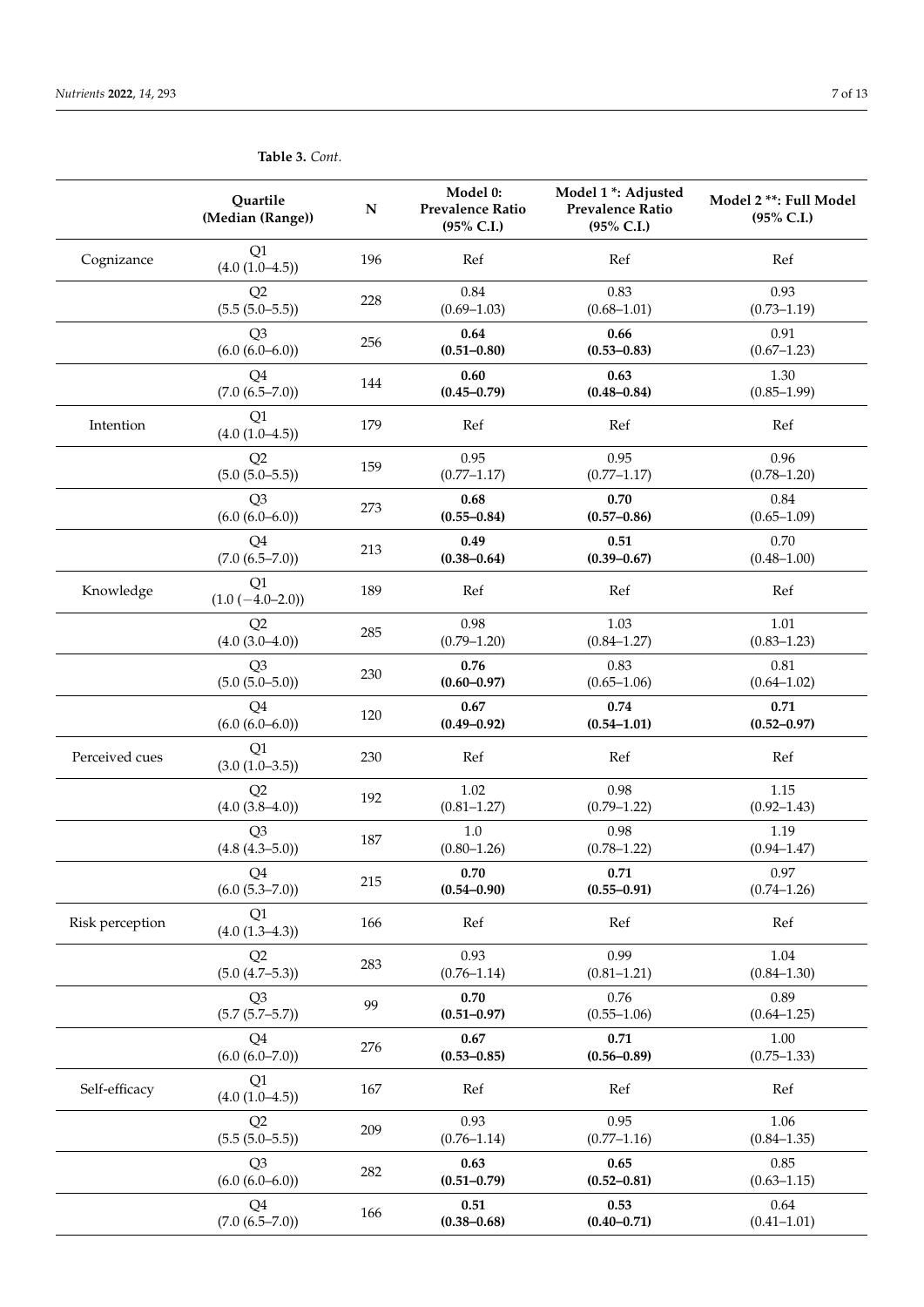**Table 3.** *Cont.*

| | Quartile (Median (Range)) | N | Model 0: Prevalence Ratio (95% C.I.) | Model 1 *: Adjusted Prevalence Ratio (95% C.I.) | Model 2 **: Full Model (95% C.I.) |
|---|---|---|---|---|---|
| Cognizance | Q1 (4.0 (1.0–4.5)) | 196 | Ref | Ref | Ref |
| | Q2 (5.5 (5.0–5.5)) | 228 | 0.84 (0.69–1.03) | 0.83 (0.68–1.01) | 0.93 (0.73–1.19) |
| | Q3 (6.0 (6.0–6.0)) | 256 | **0.64 (0.51–0.80)** | **0.66 (0.53–0.83)** | 0.91 (0.67–1.23) |
| | Q4 (7.0 (6.5–7.0)) | 144 | **0.60 (0.45–0.79)** | **0.63 (0.48–0.84)** | 1.30 (0.85–1.99) |
| Intention | Q1 (4.0 (1.0–4.5)) | 179 | Ref | Ref | Ref |
| | Q2 (5.0 (5.0–5.5)) | 159 | 0.95 (0.77–1.17) | 0.95 (0.77–1.17) | 0.96 (0.78–1.20) |
| | Q3 (6.0 (6.0–6.0)) | 273 | **0.68 (0.55–0.84)** | **0.70 (0.57–0.86)** | 0.84 (0.65–1.09) |
| | Q4 (7.0 (6.5–7.0)) | 213 | **0.49 (0.38–0.64)** | **0.51 (0.39–0.67)** | 0.70 (0.48–1.00) |
| Knowledge | Q1 (1.0 (−4.0–2.0)) | 189 | Ref | Ref | Ref |
| | Q2 (4.0 (3.0–4.0)) | 285 | 0.98 (0.79–1.20) | 1.03 (0.84–1.27) | 1.01 (0.83–1.23) |
| | Q3 (5.0 (5.0–5.0)) | 230 | **0.76 (0.60–0.97)** | 0.83 (0.65–1.06) | 0.81 (0.64–1.02) |
| | Q4 (6.0 (6.0–6.0)) | 120 | **0.67 (0.49–0.92)** | 0.74 (0.54–1.01) | **0.71 (0.52–0.97)** |
| Perceived cues | Q1 (3.0 (1.0–3.5)) | 230 | Ref | Ref | Ref |
| | Q2 (4.0 (3.8–4.0)) | 192 | 1.02 (0.81–1.27) | 0.98 (0.79–1.22) | 1.15 (0.92–1.43) |
| | Q3 (4.8 (4.3–5.0)) | 187 | 1.0 (0.80–1.26) | 0.98 (0.78–1.22) | 1.19 (0.94–1.47) |
| | Q4 (6.0 (5.3–7.0)) | 215 | **0.70 (0.54–0.90)** | **0.71 (0.55–0.91)** | 0.97 (0.74–1.26) |
| Risk perception | Q1 (4.0 (1.3–4.3)) | 166 | Ref | Ref | Ref |
| | Q2 (5.0 (4.7–5.3)) | 283 | 0.93 (0.76–1.14) | 0.99 (0.81–1.21) | 1.04 (0.84–1.30) |
| | Q3 (5.7 (5.7–5.7)) | 99 | **0.70 (0.51–0.97)** | 0.76 (0.55–1.06) | 0.89 (0.64–1.25) |
| | Q4 (6.0 (6.0–7.0)) | 276 | **0.67 (0.53–0.85)** | **0.71 (0.56–0.89)** | 1.00 (0.75–1.33) |
| Self-efficacy | Q1 (4.0 (1.0–4.5)) | 167 | Ref | Ref | Ref |
| | Q2 (5.5 (5.0–5.5)) | 209 | 0.93 (0.76–1.14) | 0.95 (0.77–1.16) | 1.06 (0.84–1.35) |
| | Q3 (6.0 (6.0–6.0)) | 282 | **0.63 (0.51–0.79)** | **0.65 (0.52–0.81)** | 0.85 (0.63–1.15) |
| | Q4 (7.0 (6.5–7.0)) | 166 | **0.51 (0.38–0.68)** | **0.53 (0.40–0.71)** | 0.64 (0.41–1.01) |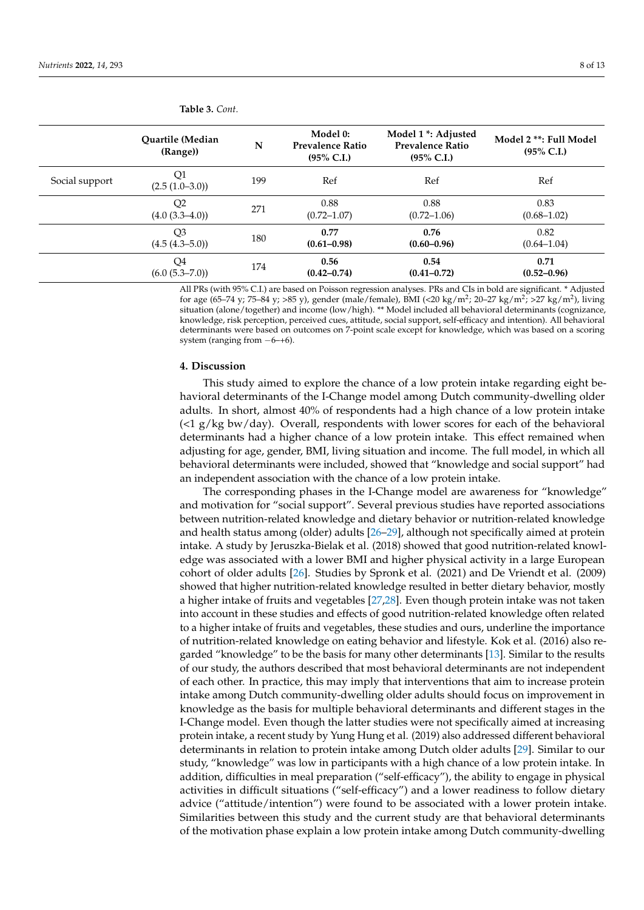**Table 3.** *Cont.*

| | Quartile (Median (Range)) | N | Model 0: Prevalence Ratio (95% C.I.) | Model 1 *: Adjusted Prevalence Ratio (95% C.I.) | Model 2 **: Full Model (95% C.I.) |
|---|---|---|---|---|---|
| Social support | Q1 (2.5 (1.0–3.0)) | 199 | Ref | Ref | Ref |
| | Q2 (4.0 (3.3–4.0)) | 271 | 0.88 (0.72–1.07) | 0.88 (0.72–1.06) | 0.83 (0.68–1.02) |
| | Q3 (4.5 (4.3–5.0)) | 180 | **0.77 (0.61–0.98)** | **0.76 (0.60–0.96)** | 0.82 (0.64–1.04) |
| | Q4 (6.0 (5.3–7.0)) | 174 | **0.56 (0.42–0.74)** | **0.54 (0.41–0.72)** | **0.71 (0.52–0.96)** |

All PRs (with 95% C.I.) are based on Poisson regression analyses. PRs and CIs in bold are significant. * Adjusted for age (65–74 y; 75–84 y; >85 y), gender (male/female), BMI (<20 kg/m$^2$; 20–27 kg/m$^2$; >27 kg/m$^2$), living situation (alone/together) and income (low/high). ** Model included all behavioral determinants (cognizance, knowledge, risk perception, perceived cues, attitude, social support, self-efficacy and intention). All behavioral determinants were based on outcomes on 7-point scale except for knowledge, which was based on a scoring system (ranging from −6–+6).

## 4. Discussion

This study aimed to explore the chance of a low protein intake regarding eight behavioral determinants of the I-Change model among Dutch community-dwelling older adults. In short, almost 40% of respondents had a high chance of a low protein intake (<1 g/kg bw/day). Overall, respondents with lower scores for each of the behavioral determinants had a higher chance of a low protein intake. This effect remained when adjusting for age, gender, BMI, living situation and income. The full model, in which all behavioral determinants were included, showed that "knowledge and social support" had an independent association with the chance of a low protein intake.

The corresponding phases in the I-Change model are awareness for "knowledge" and motivation for "social support". Several previous studies have reported associations between nutrition-related knowledge and dietary behavior or nutrition-related knowledge and health status among (older) adults [26–29], although not specifically aimed at protein intake. A study by Jeruszka-Bielak et al. (2018) showed that good nutrition-related knowledge was associated with a lower BMI and higher physical activity in a large European cohort of older adults [26]. Studies by Spronk et al. (2021) and De Vriendt et al. (2009) showed that higher nutrition-related knowledge resulted in better dietary behavior, mostly a higher intake of fruits and vegetables [27,28]. Even though protein intake was not taken into account in these studies and effects of good nutrition-related knowledge often related to a higher intake of fruits and vegetables, these studies and ours, underline the importance of nutrition-related knowledge on eating behavior and lifestyle. Kok et al. (2016) also regarded "knowledge" to be the basis for many other determinants [13]. Similar to the results of our study, the authors described that most behavioral determinants are not independent of each other. In practice, this may imply that interventions that aim to increase protein intake among Dutch community-dwelling older adults should focus on improvement in knowledge as the basis for multiple behavioral determinants and different stages in the I-Change model. Even though the latter studies were not specifically aimed at increasing protein intake, a recent study by Yung Hung et al. (2019) also addressed different behavioral determinants in relation to protein intake among Dutch older adults [29]. Similar to our study, "knowledge" was low in participants with a high chance of a low protein intake. In addition, difficulties in meal preparation ("self-efficacy"), the ability to engage in physical activities in difficult situations ("self-efficacy") and a lower readiness to follow dietary advice ("attitude/intention") were found to be associated with a lower protein intake. Similarities between this study and the current study are that behavioral determinants of the motivation phase explain a low protein intake among Dutch community-dwelling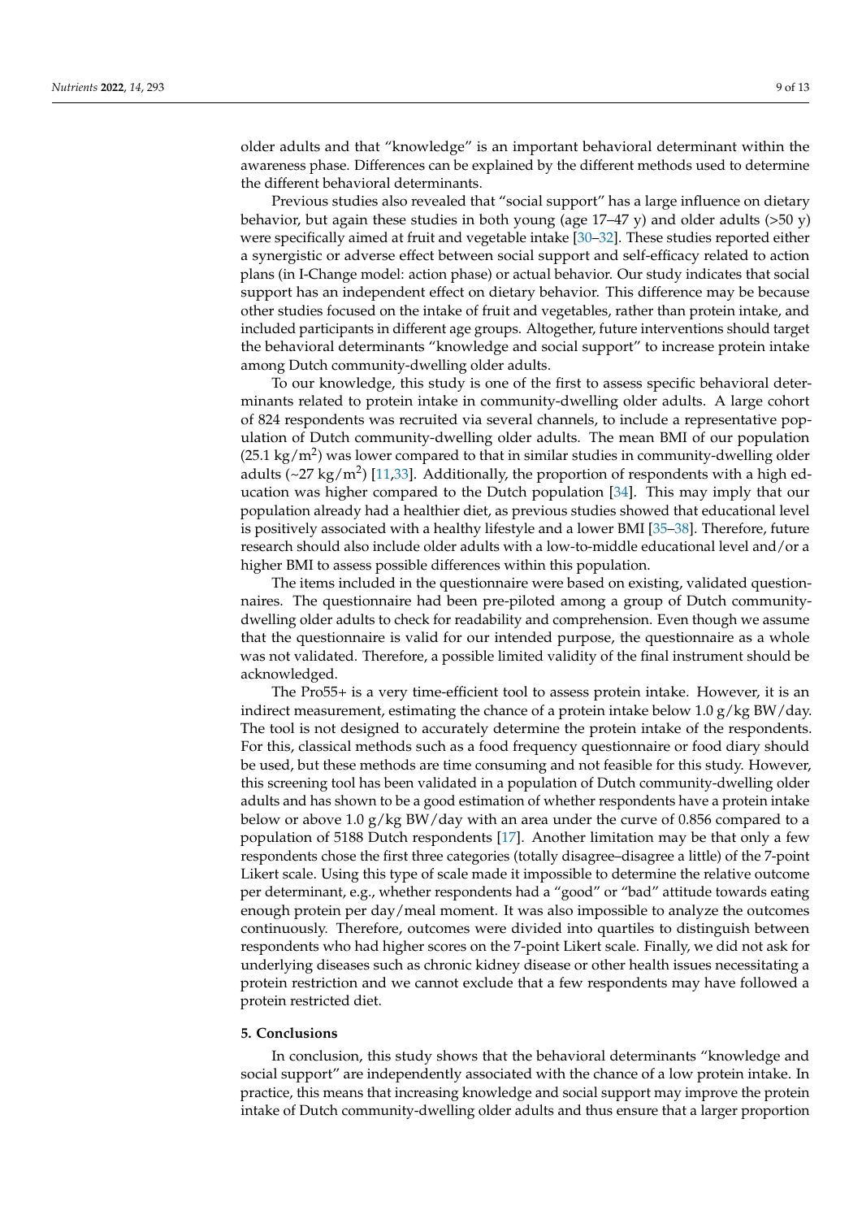older adults and that "knowledge" is an important behavioral determinant within the awareness phase. Differences can be explained by the different methods used to determine the different behavioral determinants.

Previous studies also revealed that "social support" has a large influence on dietary behavior, but again these studies in both young (age 17–47 y) and older adults (>50 y) were specifically aimed at fruit and vegetable intake [30–32]. These studies reported either a synergistic or adverse effect between social support and self-efficacy related to action plans (in I-Change model: action phase) or actual behavior. Our study indicates that social support has an independent effect on dietary behavior. This difference may be because other studies focused on the intake of fruit and vegetables, rather than protein intake, and included participants in different age groups. Altogether, future interventions should target the behavioral determinants "knowledge and social support" to increase protein intake among Dutch community-dwelling older adults.

To our knowledge, this study is one of the first to assess specific behavioral determinants related to protein intake in community-dwelling older adults. A large cohort of 824 respondents was recruited via several channels, to include a representative population of Dutch community-dwelling older adults. The mean BMI of our population (25.1 $kg/m^2$) was lower compared to that in similar studies in community-dwelling older adults (~27 $kg/m^2$) [11,33]. Additionally, the proportion of respondents with a high education was higher compared to the Dutch population [34]. This may imply that our population already had a healthier diet, as previous studies showed that educational level is positively associated with a healthy lifestyle and a lower BMI [35–38]. Therefore, future research should also include older adults with a low-to-middle educational level and/or a higher BMI to assess possible differences within this population.

The items included in the questionnaire were based on existing, validated questionnaires. The questionnaire had been pre-piloted among a group of Dutch community-dwelling older adults to check for readability and comprehension. Even though we assume that the questionnaire is valid for our intended purpose, the questionnaire as a whole was not validated. Therefore, a possible limited validity of the final instrument should be acknowledged.

The Pro55+ is a very time-efficient tool to assess protein intake. However, it is an indirect measurement, estimating the chance of a protein intake below 1.0 g/kg BW/day. The tool is not designed to accurately determine the protein intake of the respondents. For this, classical methods such as a food frequency questionnaire or food diary should be used, but these methods are time consuming and not feasible for this study. However, this screening tool has been validated in a population of Dutch community-dwelling older adults and has shown to be a good estimation of whether respondents have a protein intake below or above 1.0 g/kg BW/day with an area under the curve of 0.856 compared to a population of 5188 Dutch respondents [17]. Another limitation may be that only a few respondents chose the first three categories (totally disagree–disagree a little) of the 7-point Likert scale. Using this type of scale made it impossible to determine the relative outcome per determinant, e.g., whether respondents had a "good" or "bad" attitude towards eating enough protein per day/meal moment. It was also impossible to analyze the outcomes continuously. Therefore, outcomes were divided into quartiles to distinguish between respondents who had higher scores on the 7-point Likert scale. Finally, we did not ask for underlying diseases such as chronic kidney disease or other health issues necessitating a protein restriction and we cannot exclude that a few respondents may have followed a protein restricted diet.

## 5. Conclusions

In conclusion, this study shows that the behavioral determinants "knowledge and social support" are independently associated with the chance of a low protein intake. In practice, this means that increasing knowledge and social support may improve the protein intake of Dutch community-dwelling older adults and thus ensure that a larger proportion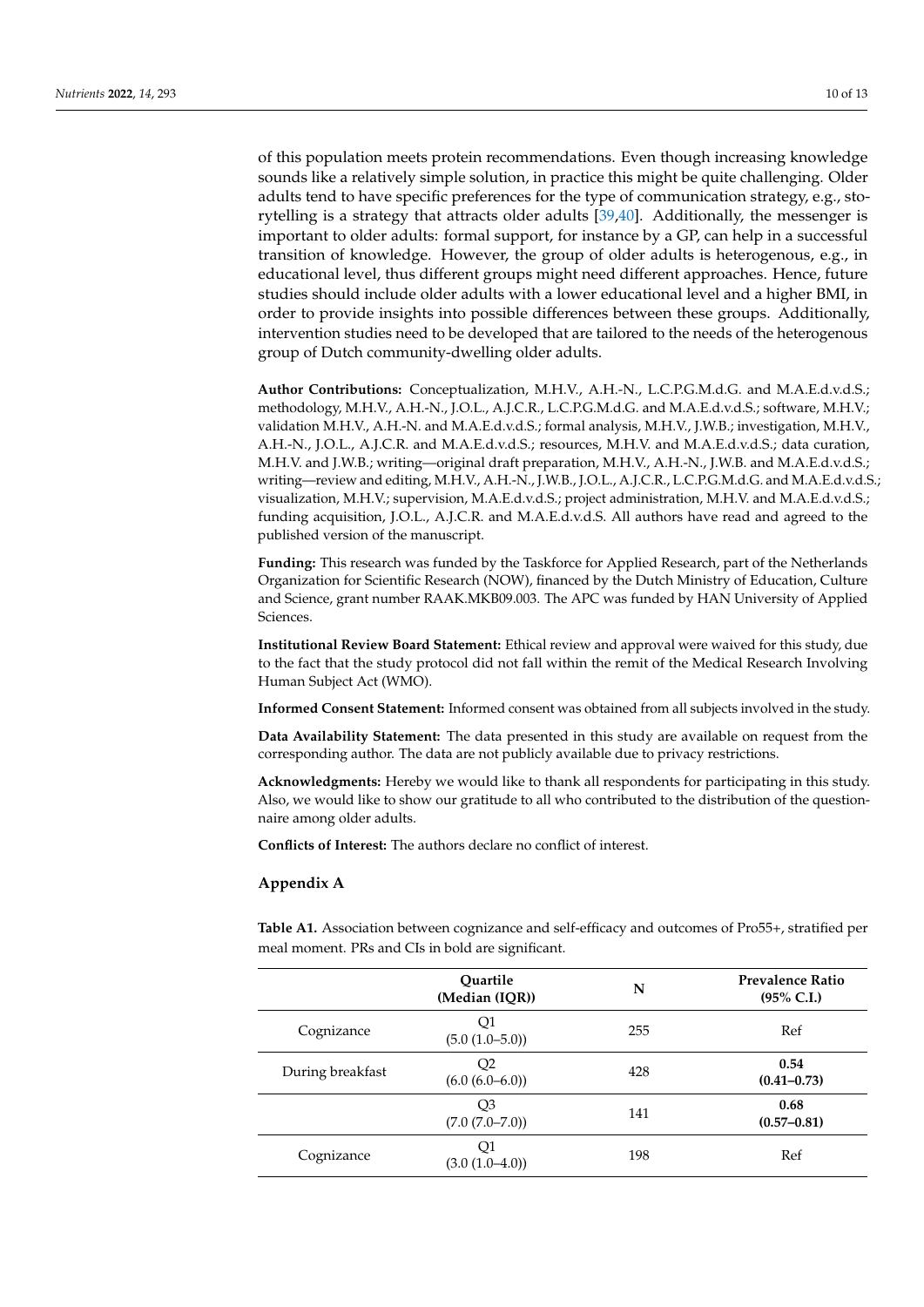of this population meets protein recommendations. Even though increasing knowledge sounds like a relatively simple solution, in practice this might be quite challenging. Older adults tend to have specific preferences for the type of communication strategy, e.g., storytelling is a strategy that attracts older adults [39,40]. Additionally, the messenger is important to older adults: formal support, for instance by a GP, can help in a successful transition of knowledge. However, the group of older adults is heterogenous, e.g., in educational level, thus different groups might need different approaches. Hence, future studies should include older adults with a lower educational level and a higher BMI, in order to provide insights into possible differences between these groups. Additionally, intervention studies need to be developed that are tailored to the needs of the heterogenous group of Dutch community-dwelling older adults.

**Author Contributions:** Conceptualization, M.H.V., A.H.-N., L.C.P.G.M.d.G. and M.A.E.d.v.d.S.; methodology, M.H.V., A.H.-N., J.O.L., A.J.C.R., L.C.P.G.M.d.G. and M.A.E.d.v.d.S.; software, M.H.V.; validation M.H.V., A.H.-N. and M.A.E.d.v.d.S.; formal analysis, M.H.V., J.W.B.; investigation, M.H.V., A.H.-N., J.O.L., A.J.C.R. and M.A.E.d.v.d.S.; resources, M.H.V. and M.A.E.d.v.d.S.; data curation, M.H.V. and J.W.B.; writing—original draft preparation, M.H.V., A.H.-N., J.W.B. and M.A.E.d.v.d.S.; writing—review and editing, M.H.V., A.H.-N., J.W.B., J.O.L., A.J.C.R., L.C.P.G.M.d.G. and M.A.E.d.v.d.S.; visualization, M.H.V.; supervision, M.A.E.d.v.d.S.; project administration, M.H.V. and M.A.E.d.v.d.S.; funding acquisition, J.O.L., A.J.C.R. and M.A.E.d.v.d.S. All authors have read and agreed to the published version of the manuscript.

**Funding:** This research was funded by the Taskforce for Applied Research, part of the Netherlands Organization for Scientific Research (NOW), financed by the Dutch Ministry of Education, Culture and Science, grant number RAAK.MKB09.003. The APC was funded by HAN University of Applied Sciences.

**Institutional Review Board Statement:** Ethical review and approval were waived for this study, due to the fact that the study protocol did not fall within the remit of the Medical Research Involving Human Subject Act (WMO).

**Informed Consent Statement:** Informed consent was obtained from all subjects involved in the study.

**Data Availability Statement:** The data presented in this study are available on request from the corresponding author. The data are not publicly available due to privacy restrictions.

**Acknowledgments:** Hereby we would like to thank all respondents for participating in this study. Also, we would like to show our gratitude to all who contributed to the distribution of the questionnaire among older adults.

**Conflicts of Interest:** The authors declare no conflict of interest.

## Appendix A

**Table A1.** Association between cognizance and self-efficacy and outcomes of Pro55+, stratified per meal moment. PRs and CIs in bold are significant.

| | Quartile (Median (IQR)) | N | Prevalence Ratio (95% C.I.) |
|---|---|---|---|
| Cognizance | Q1 (5.0 (1.0–5.0)) | 255 | Ref |
| During breakfast | Q2 (6.0 (6.0–6.0)) | 428 | **0.54 (0.41–0.73)** |
| | Q3 (7.0 (7.0–7.0)) | 141 | **0.68 (0.57–0.81)** |
| Cognizance | Q1 (3.0 (1.0–4.0)) | 198 | Ref |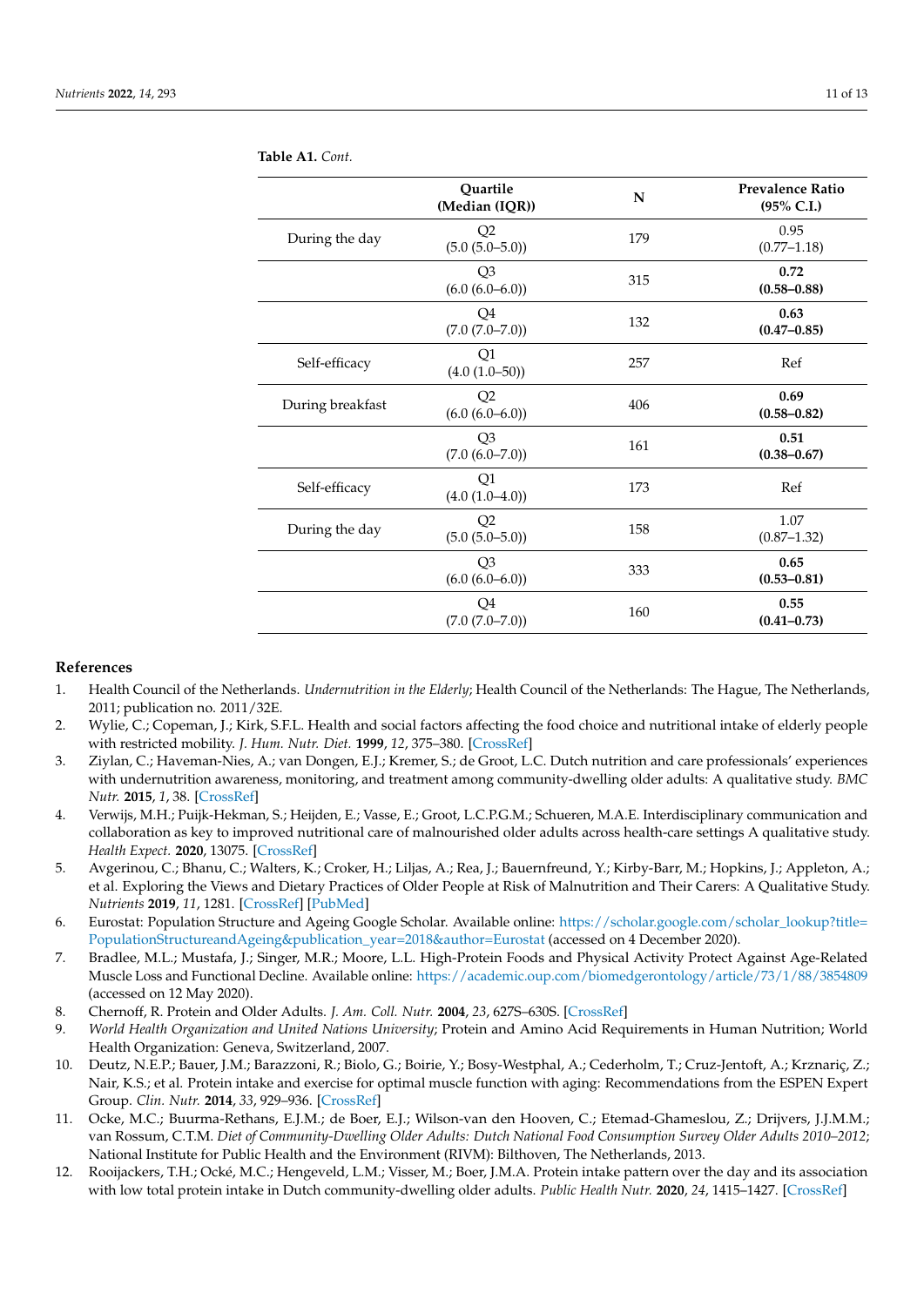**Table A1.** *Cont.*

| | Quartile (Median (IQR)) | N | Prevalence Ratio (95% C.I.) |
|---|---|---|---|
| During the day | Q2 (5.0 (5.0–5.0)) | 179 | 0.95 (0.77–1.18) |
| | Q3 (6.0 (6.0–6.0)) | 315 | **0.72** **(0.58–0.88)** |
| | Q4 (7.0 (7.0–7.0)) | 132 | **0.63** **(0.47–0.85)** |
| Self-efficacy | Q1 (4.0 (1.0–50)) | 257 | Ref |
| During breakfast | Q2 (6.0 (6.0–6.0)) | 406 | **0.69** **(0.58–0.82)** |
| | Q3 (7.0 (6.0–7.0)) | 161 | **0.51** **(0.38–0.67)** |
| Self-efficacy | Q1 (4.0 (1.0–4.0)) | 173 | Ref |
| During the day | Q2 (5.0 (5.0–5.0)) | 158 | 1.07 (0.87–1.32) |
| | Q3 (6.0 (6.0–6.0)) | 333 | **0.65** **(0.53–0.81)** |
| | Q4 (7.0 (7.0–7.0)) | 160 | **0.55** **(0.41–0.73)** |

## References

1. Health Council of the Netherlands. *Undernutrition in the Elderly*; Health Council of the Netherlands: The Hague, The Netherlands, 2011; publication no. 2011/32E.
2. Wylie, C.; Copeman, J.; Kirk, S.F.L. Health and social factors affecting the food choice and nutritional intake of elderly people with restricted mobility. *J. Hum. Nutr. Diet.* **1999**, *12*, 375–380. [CrossRef]
3. Ziylan, C.; Haveman-Nies, A.; van Dongen, E.J.; Kremer, S.; de Groot, L.C. Dutch nutrition and care professionals' experiences with undernutrition awareness, monitoring, and treatment among community-dwelling older adults: A qualitative study. *BMC Nutr.* **2015**, *1*, 38. [CrossRef]
4. Verwijs, M.H.; Puijk-Hekman, S.; Heijden, E.; Vasse, E.; Groot, L.C.P.G.M.; Schueren, M.A.E. Interdisciplinary communication and collaboration as key to improved nutritional care of malnourished older adults across health-care settings A qualitative study. *Health Expect.* **2020**, 13075. [CrossRef]
5. Avgerinou, C.; Bhanu, C.; Walters, K.; Croker, H.; Liljas, A.; Rea, J.; Bauernfreund, Y.; Kirby-Barr, M.; Hopkins, J.; Appleton, A.; et al. Exploring the Views and Dietary Practices of Older People at Risk of Malnutrition and Their Carers: A Qualitative Study. *Nutrients* **2019**, *11*, 1281. [CrossRef] [PubMed]
6. Eurostat: Population Structure and Ageing Google Scholar. Available online: https://scholar.google.com/scholar_lookup?title=PopulationStructureandAgeing&publication_year=2018&author=Eurostat (accessed on 4 December 2020).
7. Bradlee, M.L.; Mustafa, J.; Singer, M.R.; Moore, L.L. High-Protein Foods and Physical Activity Protect Against Age-Related Muscle Loss and Functional Decline. Available online: https://academic.oup.com/biomedgerontology/article/73/1/88/3854809 (accessed on 12 May 2020).
8. Chernoff, R. Protein and Older Adults. *J. Am. Coll. Nutr.* **2004**, *23*, 627S–630S. [CrossRef]
9. *World Health Organization and United Nations University*; Protein and Amino Acid Requirements in Human Nutrition; World Health Organization: Geneva, Switzerland, 2007.
10. Deutz, N.E.P.; Bauer, J.M.; Barazzoni, R.; Biolo, G.; Boirie, Y.; Bosy-Westphal, A.; Cederholm, T.; Cruz-Jentoft, A.; Krznariç, Z.; Nair, K.S.; et al. Protein intake and exercise for optimal muscle function with aging: Recommendations from the ESPEN Expert Group. *Clin. Nutr.* **2014**, *33*, 929–936. [CrossRef]
11. Ocke, M.C.; Buurma-Rethans, E.J.M.; de Boer, E.J.; Wilson-van den Hooven, C.; Etemad-Ghameslou, Z.; Drijvers, J.J.M.M.; van Rossum, C.T.M. *Diet of Community-Dwelling Older Adults: Dutch National Food Consumption Survey Older Adults 2010–2012*; National Institute for Public Health and the Environment (RIVM): Bilthoven, The Netherlands, 2013.
12. Rooijackers, T.H.; Ocké, M.C.; Hengeveld, L.M.; Visser, M.; Boer, J.M.A. Protein intake pattern over the day and its association with low total protein intake in Dutch community-dwelling older adults. *Public Health Nutr.* **2020**, *24*, 1415–1427. [CrossRef]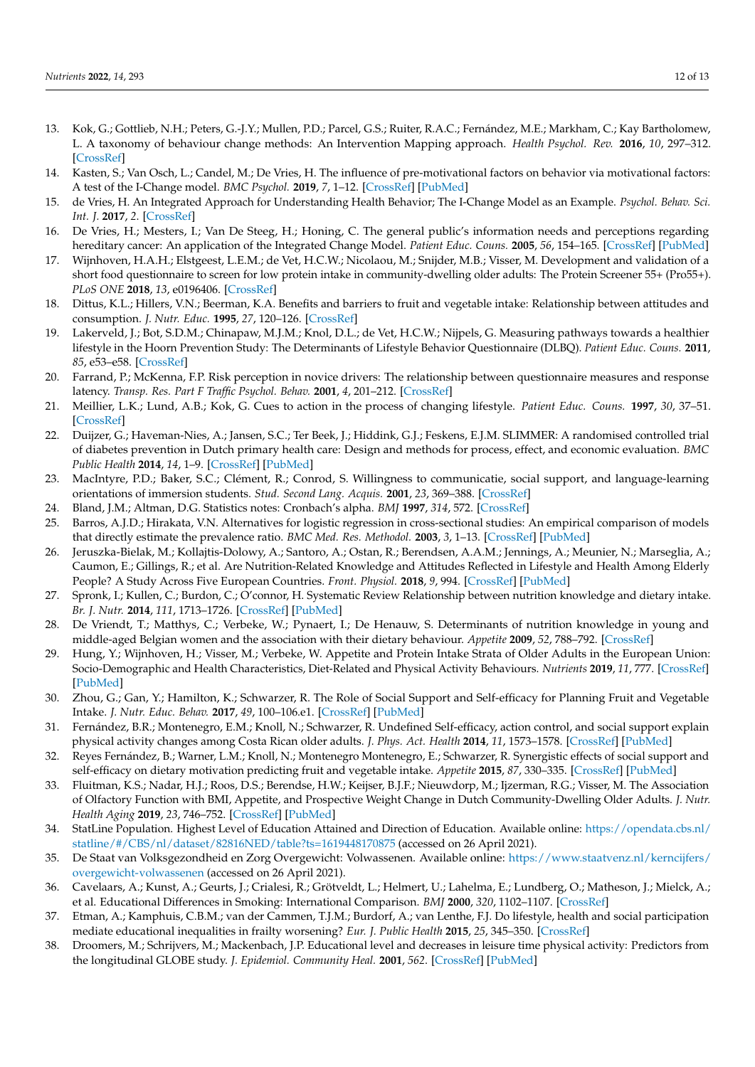13. Kok, G.; Gottlieb, N.H.; Peters, G.-J.Y.; Mullen, P.D.; Parcel, G.S.; Ruiter, R.A.C.; Fernández, M.E.; Markham, C.; Kay Bartholomew, L. A taxonomy of behaviour change methods: An Intervention Mapping approach. *Health Psychol. Rev.* **2016**, *10*, 297–312. [CrossRef]
14. Kasten, S.; Van Osch, L.; Candel, M.; De Vries, H. The influence of pre-motivational factors on behavior via motivational factors: A test of the I-Change model. *BMC Psychol.* **2019**, *7*, 1–12. [CrossRef] [PubMed]
15. de Vries, H. An Integrated Approach for Understanding Health Behavior; The I-Change Model as an Example. *Psychol. Behav. Sci. Int. J.* **2017**, *2*. [CrossRef]
16. De Vries, H.; Mesters, I.; Van De Steeg, H.; Honing, C. The general public's information needs and perceptions regarding hereditary cancer: An application of the Integrated Change Model. *Patient Educ. Couns.* **2005**, *56*, 154–165. [CrossRef] [PubMed]
17. Wijnhoven, H.A.H.; Elstgeest, L.E.M.; de Vet, H.C.W.; Nicolaou, M.; Snijder, M.B.; Visser, M. Development and validation of a short food questionnaire to screen for low protein intake in community-dwelling older adults: The Protein Screener 55+ (Pro55+). *PLoS ONE* **2018**, *13*, e0196406. [CrossRef]
18. Dittus, K.L.; Hillers, V.N.; Beerman, K.A. Benefits and barriers to fruit and vegetable intake: Relationship between attitudes and consumption. *J. Nutr. Educ.* **1995**, *27*, 120–126. [CrossRef]
19. Lakerveld, J.; Bot, S.D.M.; Chinapaw, M.J.M.; Knol, D.L.; de Vet, H.C.W.; Nijpels, G. Measuring pathways towards a healthier lifestyle in the Hoorn Prevention Study: The Determinants of Lifestyle Behavior Questionnaire (DLBQ). *Patient Educ. Couns.* **2011**, *85*, e53–e58. [CrossRef]
20. Farrand, P.; McKenna, F.P. Risk perception in novice drivers: The relationship between questionnaire measures and response latency. *Transp. Res. Part F Traffic Psychol. Behav.* **2001**, *4*, 201–212. [CrossRef]
21. Meillier, L.K.; Lund, A.B.; Kok, G. Cues to action in the process of changing lifestyle. *Patient Educ. Couns.* **1997**, *30*, 37–51. [CrossRef]
22. Duijzer, G.; Haveman-Nies, A.; Jansen, S.C.; Ter Beek, J.; Hiddink, G.J.; Feskens, E.J.M. SLIMMER: A randomised controlled trial of diabetes prevention in Dutch primary health care: Design and methods for process, effect, and economic evaluation. *BMC Public Health* **2014**, *14*, 1–9. [CrossRef] [PubMed]
23. MacIntyre, P.D.; Baker, S.C.; Clément, R.; Conrod, S. Willingness to communicatie, social support, and language-learning orientations of immersion students. *Stud. Second Lang. Acquis.* **2001**, *23*, 369–388. [CrossRef]
24. Bland, J.M.; Altman, D.G. Statistics notes: Cronbach's alpha. *BMJ* **1997**, *314*, 572. [CrossRef]
25. Barros, A.J.D.; Hirakata, V.N. Alternatives for logistic regression in cross-sectional studies: An empirical comparison of models that directly estimate the prevalence ratio. *BMC Med. Res. Methodol.* **2003**, *3*, 1–13. [CrossRef] [PubMed]
26. Jeruszka-Bielak, M.; Kollajtis-Dolowy, A.; Santoro, A.; Ostan, R.; Berendsen, A.A.M.; Jennings, A.; Meunier, N.; Marseglia, A.; Caumon, E.; Gillings, R.; et al. Are Nutrition-Related Knowledge and Attitudes Reflected in Lifestyle and Health Among Elderly People? A Study Across Five European Countries. *Front. Physiol.* **2018**, *9*, 994. [CrossRef] [PubMed]
27. Spronk, I.; Kullen, C.; Burdon, C.; O'connor, H. Systematic Review Relationship between nutrition knowledge and dietary intake. *Br. J. Nutr.* **2014**, *111*, 1713–1726. [CrossRef] [PubMed]
28. De Vriendt, T.; Matthys, C.; Verbeke, W.; Pynaert, I.; De Henauw, S. Determinants of nutrition knowledge in young and middle-aged Belgian women and the association with their dietary behaviour. *Appetite* **2009**, *52*, 788–792. [CrossRef]
29. Hung, Y.; Wijnhoven, H.; Visser, M.; Verbeke, W. Appetite and Protein Intake Strata of Older Adults in the European Union: Socio-Demographic and Health Characteristics, Diet-Related and Physical Activity Behaviours. *Nutrients* **2019**, *11*, 777. [CrossRef] [PubMed]
30. Zhou, G.; Gan, Y.; Hamilton, K.; Schwarzer, R. The Role of Social Support and Self-efficacy for Planning Fruit and Vegetable Intake. *J. Nutr. Educ. Behav.* **2017**, *49*, 100–106.e1. [CrossRef] [PubMed]
31. Fernández, B.R.; Montenegro, E.M.; Knoll, N.; Schwarzer, R. Undefined Self-efficacy, action control, and social support explain physical activity changes among Costa Rican older adults. *J. Phys. Act. Health* **2014**, *11*, 1573–1578. [CrossRef] [PubMed]
32. Reyes Fernández, B.; Warner, L.M.; Knoll, N.; Montenegro Montenegro, E.; Schwarzer, R. Synergistic effects of social support and self-efficacy on dietary motivation predicting fruit and vegetable intake. *Appetite* **2015**, *87*, 330–335. [CrossRef] [PubMed]
33. Fluitman, K.S.; Nadar, H.J.; Roos, D.S.; Berendse, H.W.; Keijser, B.J.F.; Nieuwdorp, M.; Ijzerman, R.G.; Visser, M. The Association of Olfactory Function with BMI, Appetite, and Prospective Weight Change in Dutch Community-Dwelling Older Adults. *J. Nutr. Health Aging* **2019**, *23*, 746–752. [CrossRef] [PubMed]
34. StatLine Population. Highest Level of Education Attained and Direction of Education. Available online: https://opendata.cbs.nl/statline/#/CBS/nl/dataset/82816NED/table?ts=1619448170875 (accessed on 26 April 2021).
35. De Staat van Volksgezondheid en Zorg Overgewicht: Volwassenen. Available online: https://www.staatvenz.nl/kerncijfers/overgewicht-volwassenen (accessed on 26 April 2021).
36. Cavelaars, A.; Kunst, A.; Geurts, J.; Crialesi, R.; Grötveldt, L.; Helmert, U.; Lahelma, E.; Lundberg, O.; Matheson, J.; Mielck, A.; et al. Educational Differences in Smoking: International Comparison. *BMJ* **2000**, *320*, 1102–1107. [CrossRef]
37. Etman, A.; Kamphuis, C.B.M.; van der Cammen, T.J.M.; Burdorf, A.; van Lenthe, F.J. Do lifestyle, health and social participation mediate educational inequalities in frailty worsening? *Eur. J. Public Health* **2015**, *25*, 345–350. [CrossRef]
38. Droomers, M.; Schrijvers, M.; Mackenbach, J.P. Educational level and decreases in leisure time physical activity: Predictors from the longitudinal GLOBE study. *J. Epidemiol. Community Heal.* **2001**, *562*. [CrossRef] [PubMed]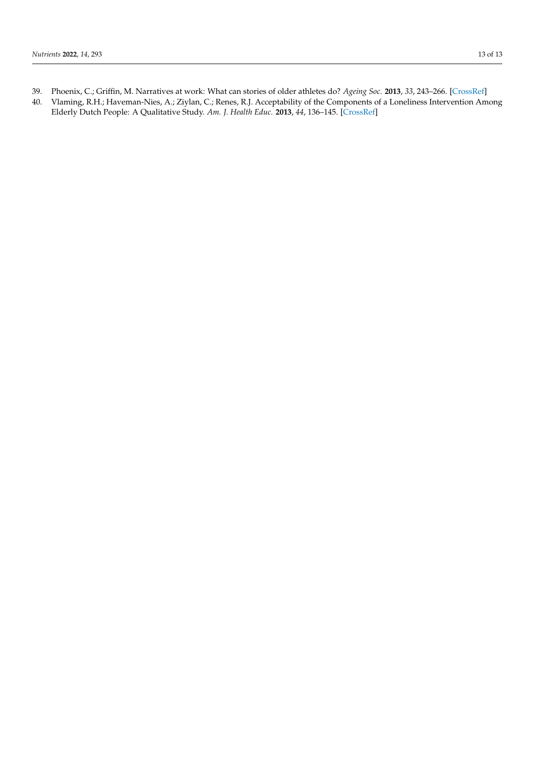39. Phoenix, C.; Griffin, M. Narratives at work: What can stories of older athletes do? *Ageing Soc.* **2013**, *33*, 243–266. [CrossRef]
40. Vlaming, R.H.; Haveman-Nies, A.; Ziylan, C.; Renes, R.J. Acceptability of the Components of a Loneliness Intervention Among Elderly Dutch People: A Qualitative Study. *Am. J. Health Educ.* **2013**, *44*, 136–145. [CrossRef]